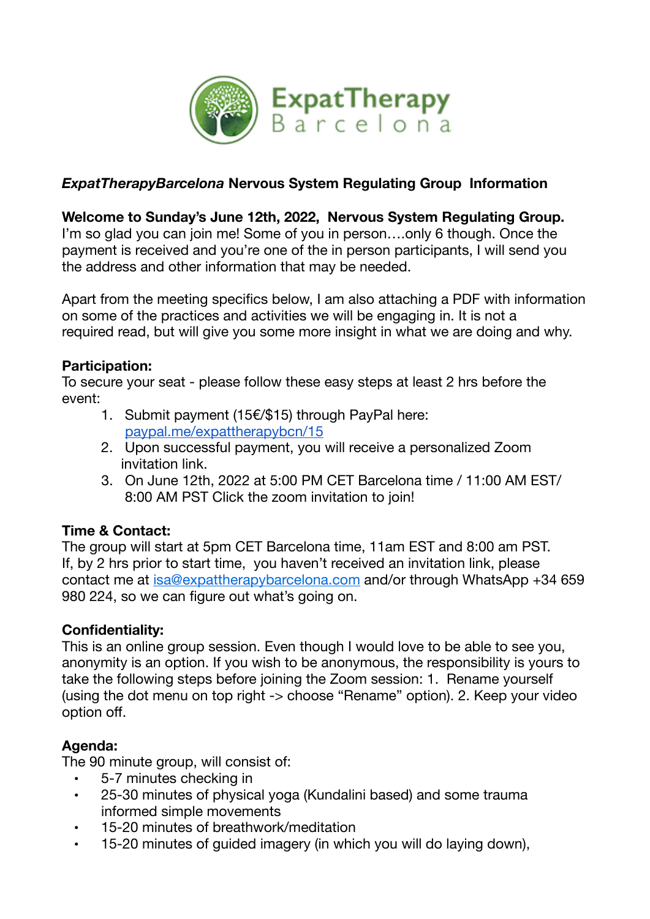ExpatTherapy Barcelona

## *ExpatTherapyBarcelona* Nervous System Regulating Group Information

**Welcome to Sunday's June 12th, 2022, Nervous System Regulating Group.** I'm so glad you can join me! Some of you in person….only 6 though. Once the payment is received and you're one of the in person participants, I will send you the address and other information that may be needed.

Apart from the meeting specifics below, I am also attaching a PDF with information on some of the practices and activities we will be engaging in. It is not a required read, but will give you some more insight in what we are doing and why.

**Participation:**
To secure your seat - please follow these easy steps at least 2 hrs before the event:

1. Submit payment (15€/$15) through PayPal here: paypal.me/expattherapybcn/15
2. Upon successful payment, you will receive a personalized Zoom invitation link.
3. On June 12th, 2022 at 5:00 PM CET Barcelona time / 11:00 AM EST/ 8:00 AM PST Click the zoom invitation to join!

**Time & Contact:**
The group will start at 5pm CET Barcelona time, 11am EST and 8:00 am PST. If, by 2 hrs prior to start time, you haven't received an invitation link, please contact me at isa@expattherapybarcelona.com and/or through WhatsApp +34 659 980 224, so we can figure out what's going on.

**Confidentiality:**
This is an online group session. Even though I would love to be able to see you, anonymity is an option. If you wish to be anonymous, the responsibility is yours to take the following steps before joining the Zoom session: 1. Rename yourself (using the dot menu on top right -> choose "Rename" option). 2. Keep your video option off.

**Agenda:**
The 90 minute group, will consist of:

- 5-7 minutes checking in
- 25-30 minutes of physical yoga (Kundalini based) and some trauma informed simple movements
- 15-20 minutes of breathwork/meditation
- 15-20 minutes of guided imagery (in which you will do laying down),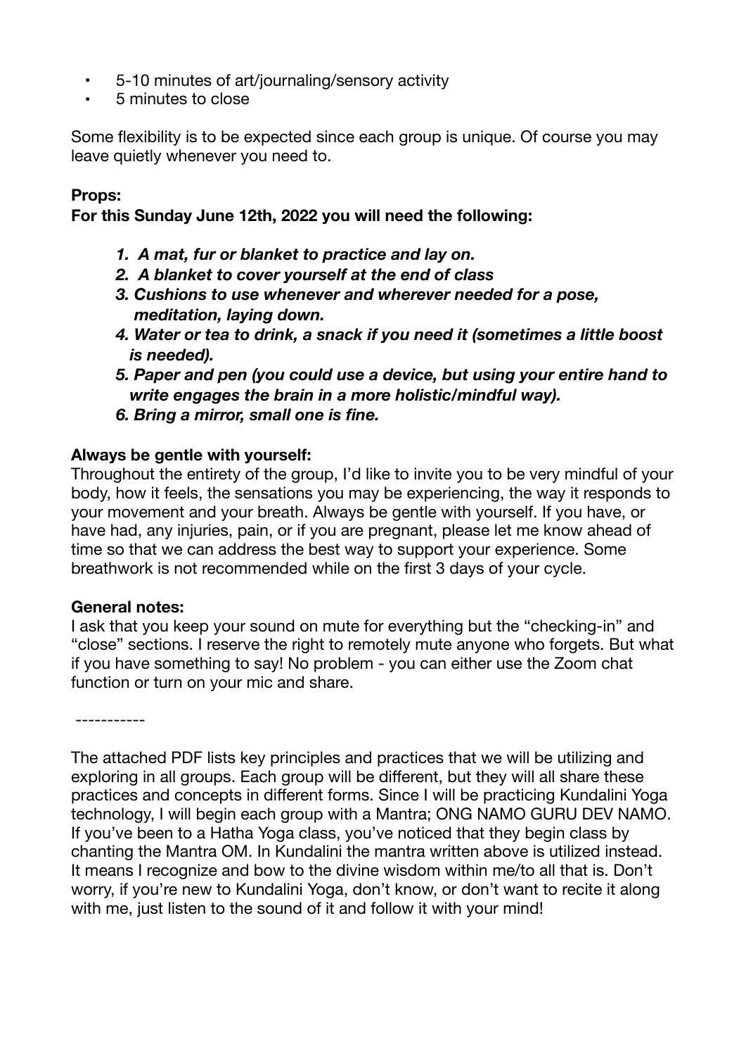- 5-10 minutes of art/journaling/sensory activity
- 5 minutes to close

Some flexibility is to be expected since each group is unique. Of course you may leave quietly whenever you need to.

**Props:**
**For this Sunday June 12th, 2022 you will need the following:**

1. ***A mat, fur or blanket to practice and lay on.***
2. ***A blanket to cover yourself at the end of class***
3. ***Cushions to use whenever and wherever needed for a pose, meditation, laying down.***
4. ***Water or tea to drink, a snack if you need it (sometimes a little boost is needed).***
5. ***Paper and pen (you could use a device, but using your entire hand to write engages the brain in a more holistic/mindful way).***
6. ***Bring a mirror, small one is fine.***

**Always be gentle with yourself:**
Throughout the entirety of the group, I'd like to invite you to be very mindful of your body, how it feels, the sensations you may be experiencing, the way it responds to your movement and your breath. Always be gentle with yourself. If you have, or have had, any injuries, pain, or if you are pregnant, please let me know ahead of time so that we can address the best way to support your experience. Some breathwork is not recommended while on the first 3 days of your cycle.

**General notes:**
I ask that you keep your sound on mute for everything but the "checking-in" and "close" sections. I reserve the right to remotely mute anyone who forgets. But what if you have something to say! No problem - you can either use the Zoom chat function or turn on your mic and share.

-----------

The attached PDF lists key principles and practices that we will be utilizing and exploring in all groups. Each group will be different, but they will all share these practices and concepts in different forms. Since I will be practicing Kundalini Yoga technology, I will begin each group with a Mantra; ONG NAMO GURU DEV NAMO. If you've been to a Hatha Yoga class, you've noticed that they begin class by chanting the Mantra OM. In Kundalini the mantra written above is utilized instead. It means I recognize and bow to the divine wisdom within me/to all that is. Don't worry, if you're new to Kundalini Yoga, don't know, or don't want to recite it along with me, just listen to the sound of it and follow it with your mind!